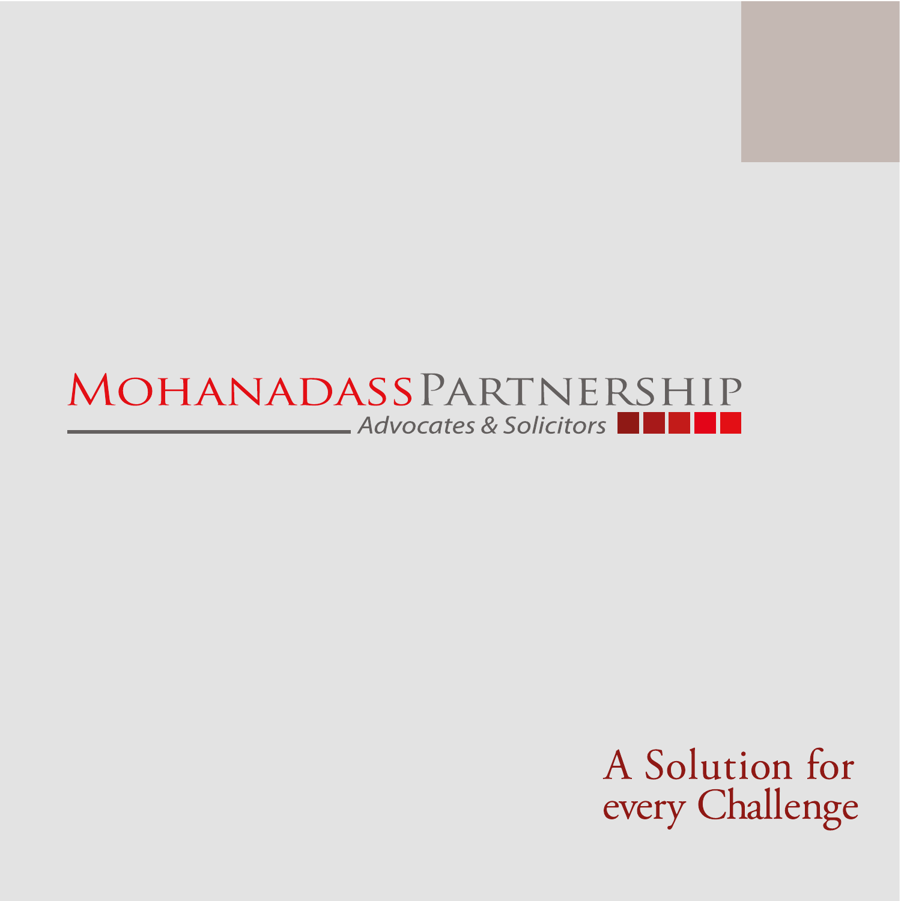# MOHANADASS PARTNERSHIP

*Advocates & Solicitors*

A Solution for every Challenge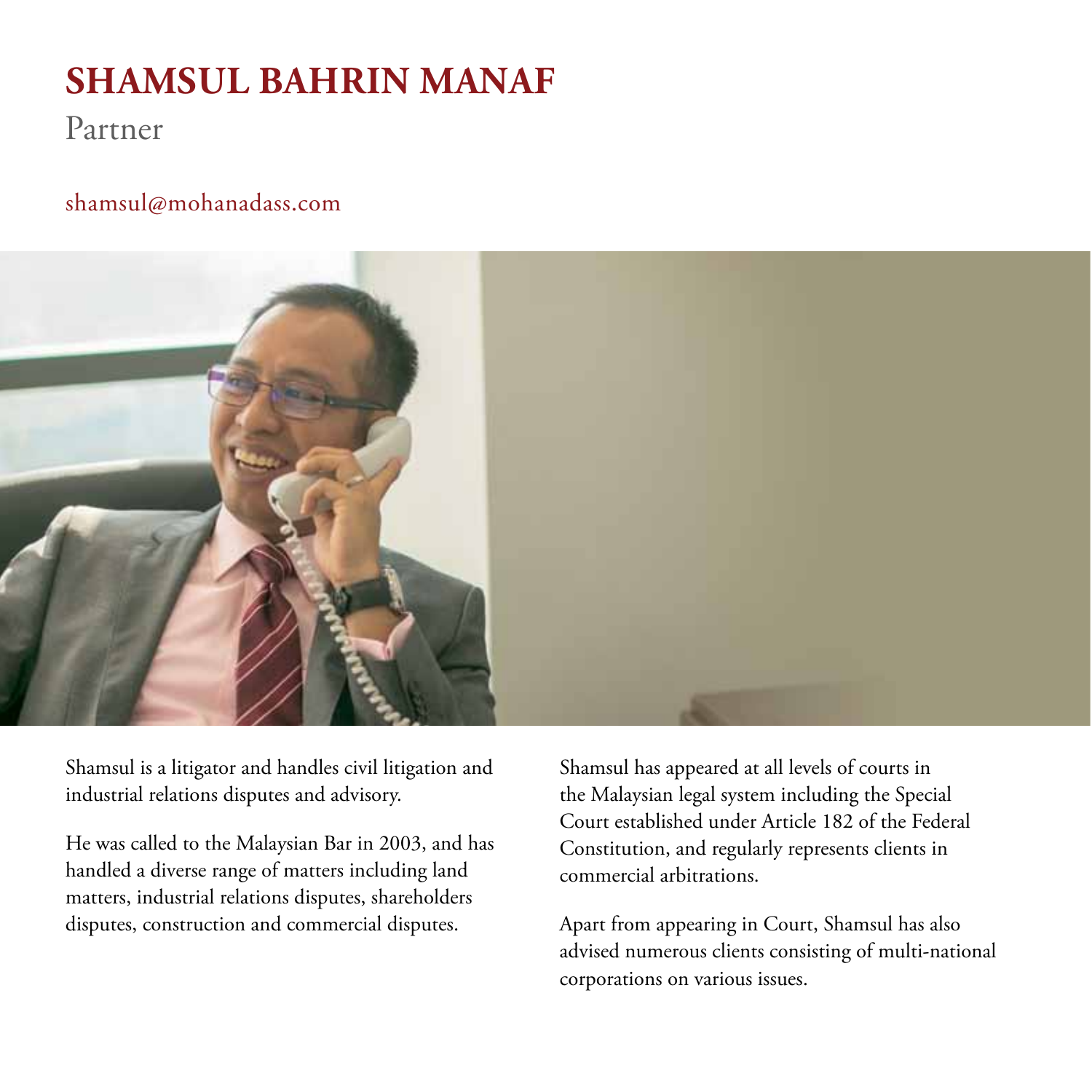# SHAMSUL BAHRIN MANAF

Partner

shamsul@mohanadass.com

Shamsul is a litigator and handles civil litigation and industrial relations disputes and advisory.

He was called to the Malaysian Bar in 2003, and has handled a diverse range of matters including land matters, industrial relations disputes, shareholders disputes, construction and commercial disputes.

Shamsul has appeared at all levels of courts in the Malaysian legal system including the Special Court established under Article 182 of the Federal Constitution, and regularly represents clients in commercial arbitrations.

Apart from appearing in Court, Shamsul has also advised numerous clients consisting of multi-national corporations on various issues.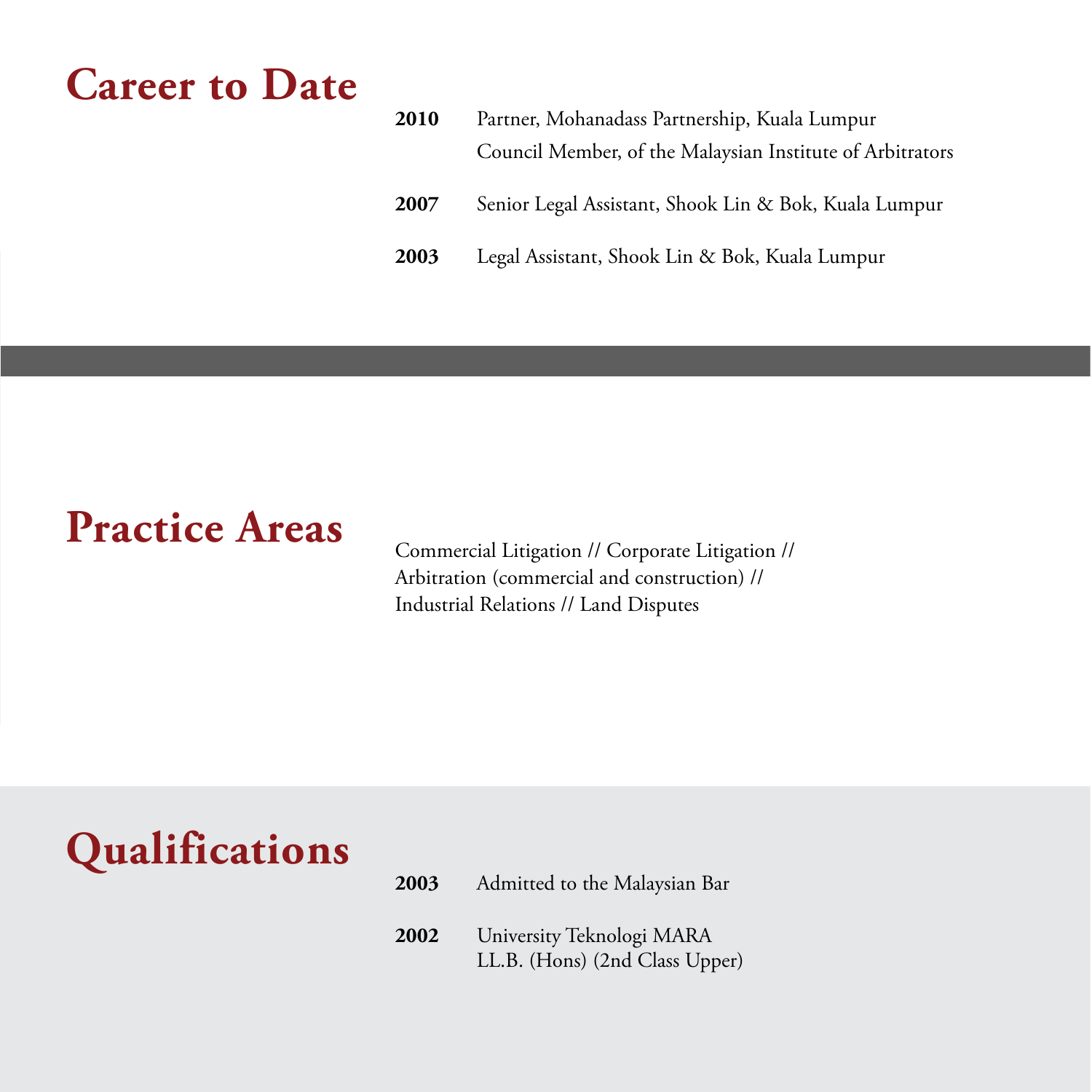# Career to Date

**2010** Partner, Mohanadass Partnership, Kuala Lumpur
Council Member, of the Malaysian Institute of Arbitrators

**2007** Senior Legal Assistant, Shook Lin & Bok, Kuala Lumpur

**2003** Legal Assistant, Shook Lin & Bok, Kuala Lumpur

# Practice Areas

Commercial Litigation // Corporate Litigation //
Arbitration (commercial and construction) //
Industrial Relations // Land Disputes

# Qualifications

**2003** Admitted to the Malaysian Bar

**2002** University Teknologi MARA
LL.B. (Hons) (2nd Class Upper)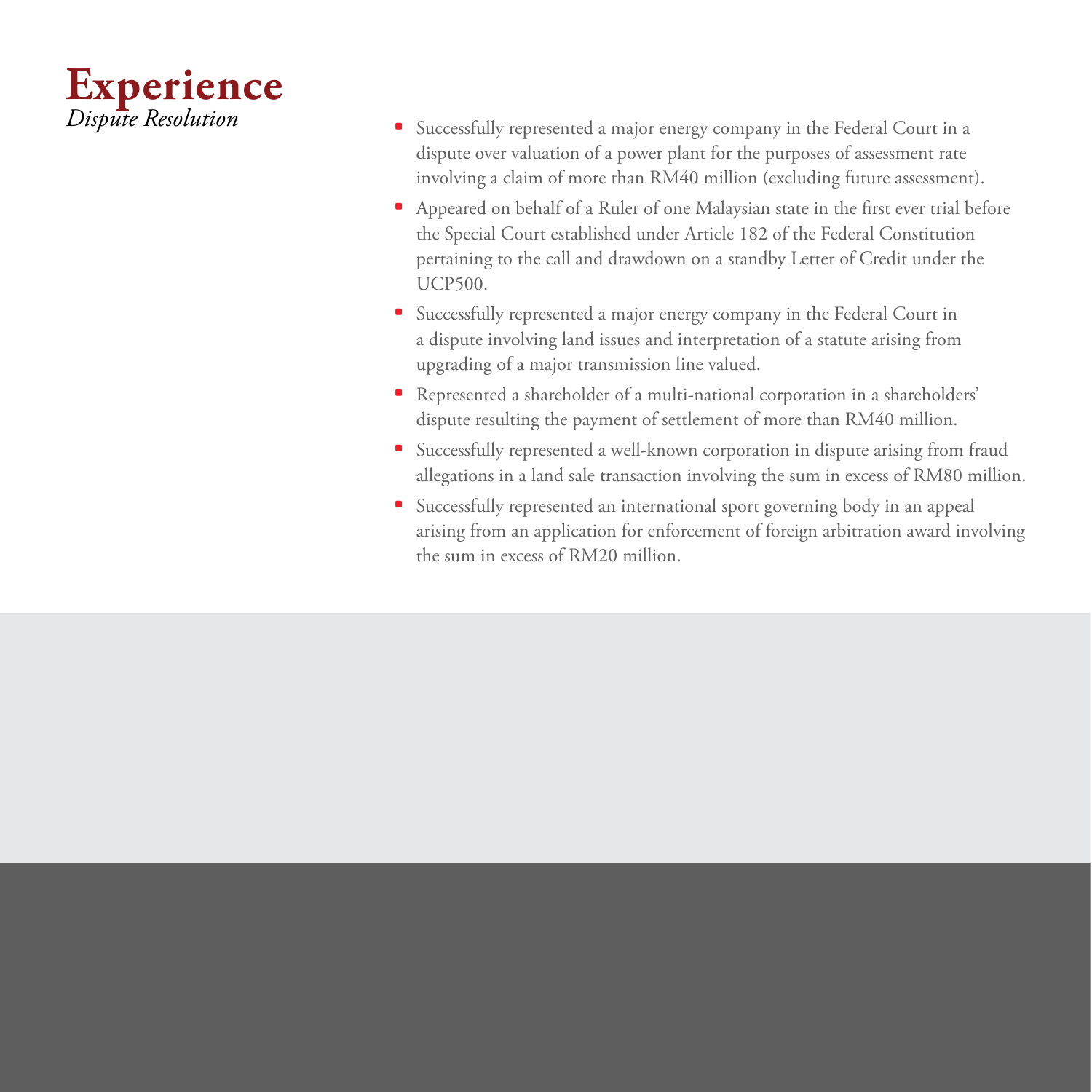# Experience

*Dispute Resolution*

- Successfully represented a major energy company in the Federal Court in a dispute over valuation of a power plant for the purposes of assessment rate involving a claim of more than RM40 million (excluding future assessment).
- Appeared on behalf of a Ruler of one Malaysian state in the first ever trial before the Special Court established under Article 182 of the Federal Constitution pertaining to the call and drawdown on a standby Letter of Credit under the UCP500.
- Successfully represented a major energy company in the Federal Court in a dispute involving land issues and interpretation of a statute arising from upgrading of a major transmission line valued.
- Represented a shareholder of a multi-national corporation in a shareholders' dispute resulting the payment of settlement of more than RM40 million.
- Successfully represented a well-known corporation in dispute arising from fraud allegations in a land sale transaction involving the sum in excess of RM80 million.
- Successfully represented an international sport governing body in an appeal arising from an application for enforcement of foreign arbitration award involving the sum in excess of RM20 million.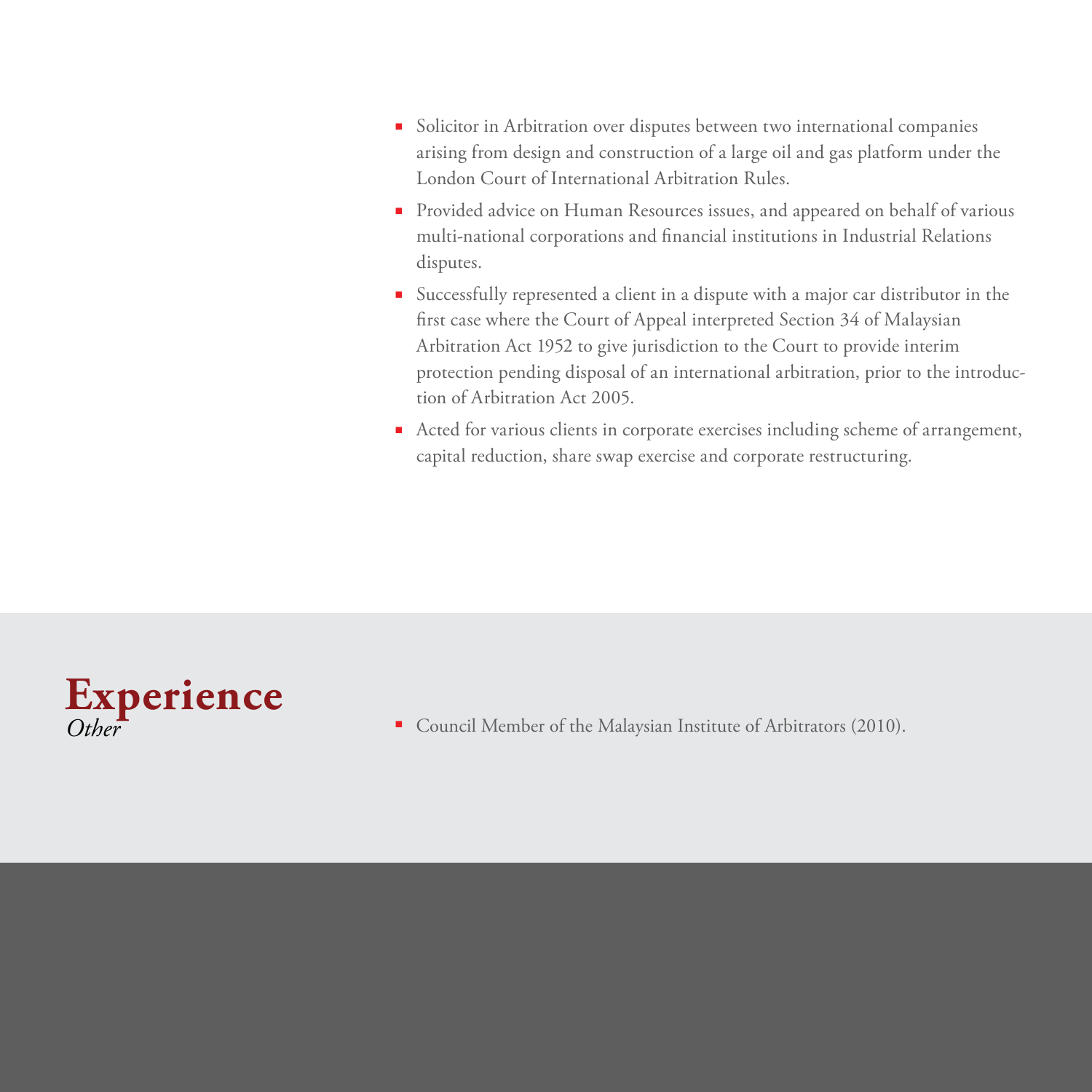- Solicitor in Arbitration over disputes between two international companies arising from design and construction of a large oil and gas platform under the London Court of International Arbitration Rules.
- Provided advice on Human Resources issues, and appeared on behalf of various multi-national corporations and financial institutions in Industrial Relations disputes.
- Successfully represented a client in a dispute with a major car distributor in the first case where the Court of Appeal interpreted Section 34 of Malaysian Arbitration Act 1952 to give jurisdiction to the Court to provide interim protection pending disposal of an international arbitration, prior to the introduction of Arbitration Act 2005.
- Acted for various clients in corporate exercises including scheme of arrangement, capital reduction, share swap exercise and corporate restructuring.

## Experience
*Other*

- Council Member of the Malaysian Institute of Arbitrators (2010).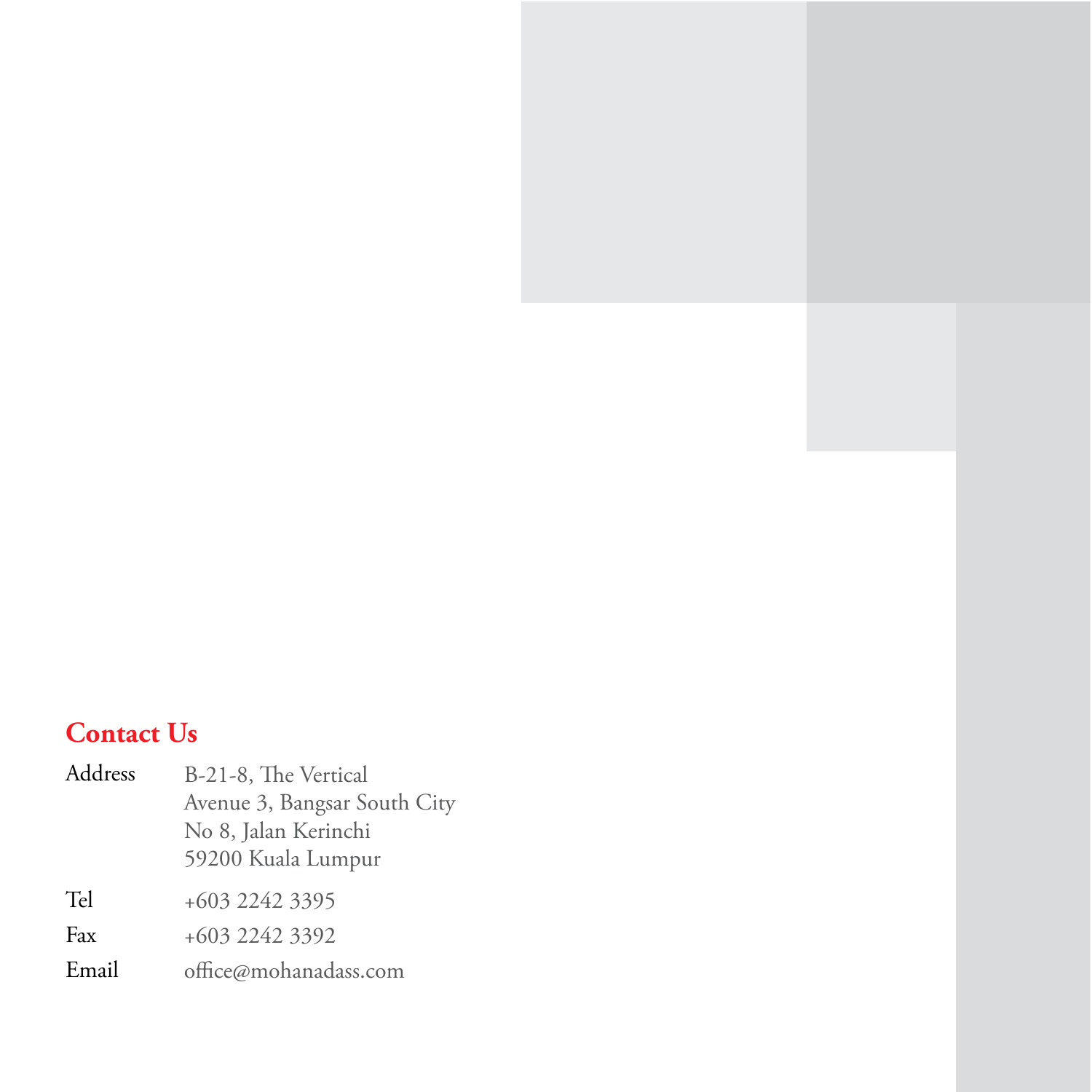## Contact Us

| | |
|---|---|
| Address | B-21-8, The Vertical<br>Avenue 3, Bangsar South City<br>No 8, Jalan Kerinchi<br>59200 Kuala Lumpur |
| Tel | +603 2242 3395 |
| Fax | +603 2242 3392 |
| Email | office@mohanadass.com |